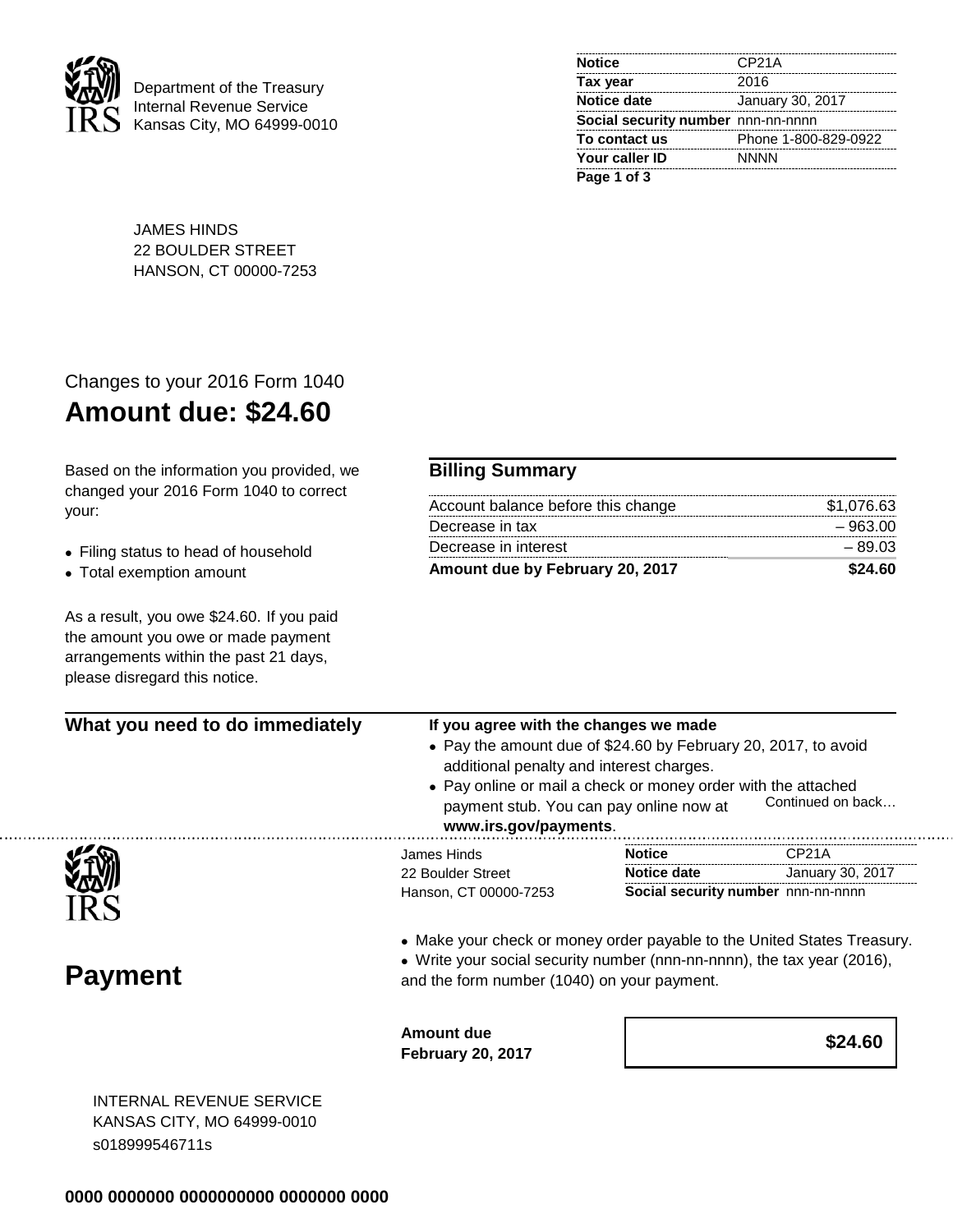Department of the Treasury
Internal Revenue Service
Kansas City, MO 64999-0010

| | |
|---|---|
| **Notice** | CP21A |
| **Tax year** | 2016 |
| **Notice date** | January 30, 2017 |
| **Social security number** | nnn-nn-nnnn |
| **To contact us** | Phone 1-800-829-0922 |
| **Your caller ID** | NNNN |

JAMES HINDS
22 BOULDER STREET
HANSON, CT 00000-7253

Changes to your 2016 Form 1040

# Amount due: $24.60

Based on the information you provided, we changed your 2016 Form 1040 to correct your:

- Filing status to head of household
- Total exemption amount

As a result, you owe $24.60. If you paid the amount you owe or made payment arrangements within the past 21 days, please disregard this notice.

## Billing Summary

| | |
|---|---|
| Account balance before this change | $1,076.63 |
| Decrease in tax | – 963.00 |
| Decrease in interest | – 89.03 |
| **Amount due by February 20, 2017** | **$24.60** |

## What you need to do immediately

**If you agree with the changes we made**

- Pay the amount due of $24.60 by February 20, 2017, to avoid additional penalty and interest charges.
- Pay online or mail a check or money order with the attached payment stub. You can pay online now at **www.irs.gov/payments**.

Continued on back…

---

# Payment

James Hinds
22 Boulder Street
Hanson, CT 00000-7253

| | |
|---|---|
| **Notice** | CP21A |
| **Notice date** | January 30, 2017 |
| **Social security number** | nnn-nn-nnnn |

- Make your check or money order payable to the United States Treasury.
- Write your social security number (nnn-nn-nnnn), the tax year (2016), and the form number (1040) on your payment.

| | |
|---|---|
| **Amount due February 20, 2017** | **$24.60** |

INTERNAL REVENUE SERVICE
KANSAS CITY, MO 64999-0010
s018999546711s

**0000 0000000 0000000000 0000000 0000**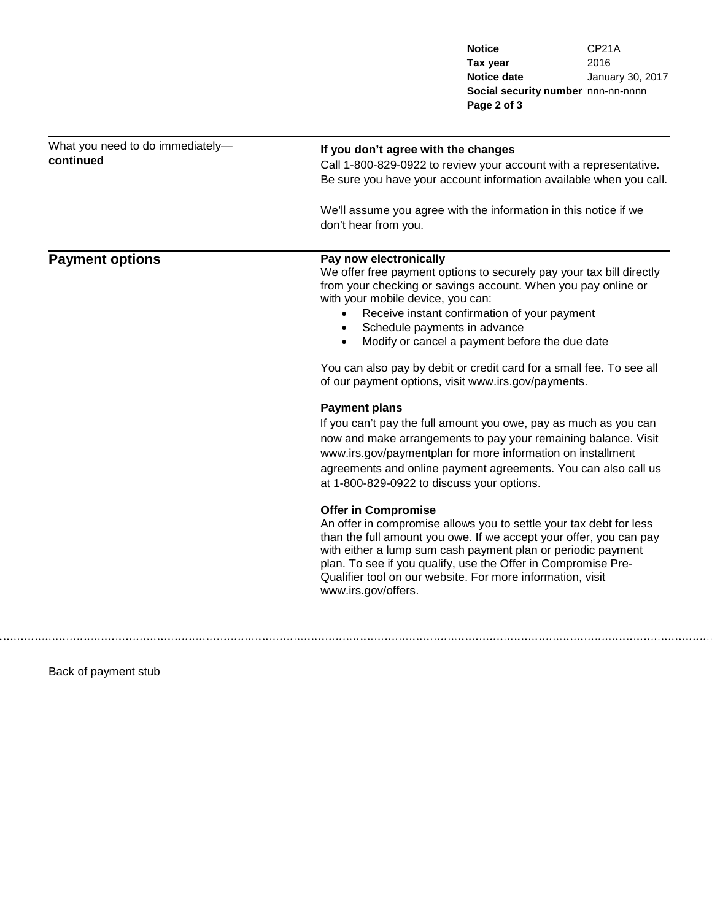| | |
|---|---|
| **Notice** | CP21A |
| **Tax year** | 2016 |
| **Notice date** | January 30, 2017 |
| **Social security number** | nnn-nn-nnnn |

## What you need to do immediately—continued

**If you don't agree with the changes**

Call 1-800-829-0922 to review your account with a representative. Be sure you have your account information available when you call.

We'll assume you agree with the information in this notice if we don't hear from you.

## Payment options

**Pay now electronically**

We offer free payment options to securely pay your tax bill directly from your checking or savings account. When you pay online or with your mobile device, you can:

- Receive instant confirmation of your payment
- Schedule payments in advance
- Modify or cancel a payment before the due date

You can also pay by debit or credit card for a small fee. To see all of our payment options, visit www.irs.gov/payments.

**Payment plans**

If you can't pay the full amount you owe, pay as much as you can now and make arrangements to pay your remaining balance. Visit www.irs.gov/paymentplan for more information on installment agreements and online payment agreements. You can also call us at 1-800-829-0922 to discuss your options.

**Offer in Compromise**

An offer in compromise allows you to settle your tax debt for less than the full amount you owe. If we accept your offer, you can pay with either a lump sum cash payment plan or periodic payment plan. To see if you qualify, use the Offer in Compromise Pre-Qualifier tool on our website. For more information, visit www.irs.gov/offers.

---

Back of payment stub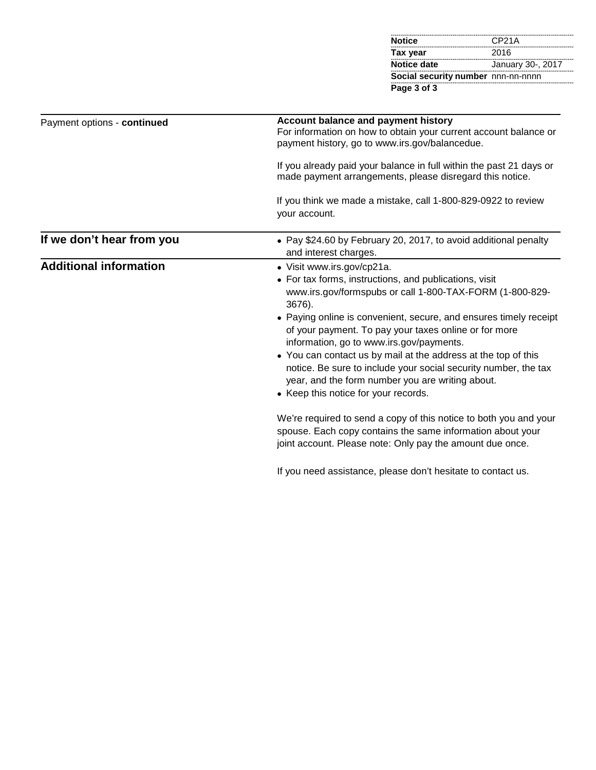| | |
|---|---|
| **Notice** | CP21A |
| **Tax year** | 2016 |
| **Notice date** | January 30-, 2017 |
| **Social security number** | nnn-nn-nnnn |

Payment options - **continued**

**Account balance and payment history**
For information on how to obtain your current account balance or payment history, go to www.irs.gov/balancedue.

If you already paid your balance in full within the past 21 days or made payment arrangements, please disregard this notice.

If you think we made a mistake, call 1-800-829-0922 to review your account.

## If we don't hear from you

- Pay $24.60 by February 20, 2017, to avoid additional penalty and interest charges.

## Additional information

- Visit www.irs.gov/cp21a.
- For tax forms, instructions, and publications, visit www.irs.gov/formspubs or call 1-800-TAX-FORM (1-800-829-3676).
- Paying online is convenient, secure, and ensures timely receipt of your payment. To pay your taxes online or for more information, go to www.irs.gov/payments.
- You can contact us by mail at the address at the top of this notice. Be sure to include your social security number, the tax year, and the form number you are writing about.
- Keep this notice for your records.

We're required to send a copy of this notice to both you and your spouse. Each copy contains the same information about your joint account. Please note: Only pay the amount due once.

If you need assistance, please don't hesitate to contact us.